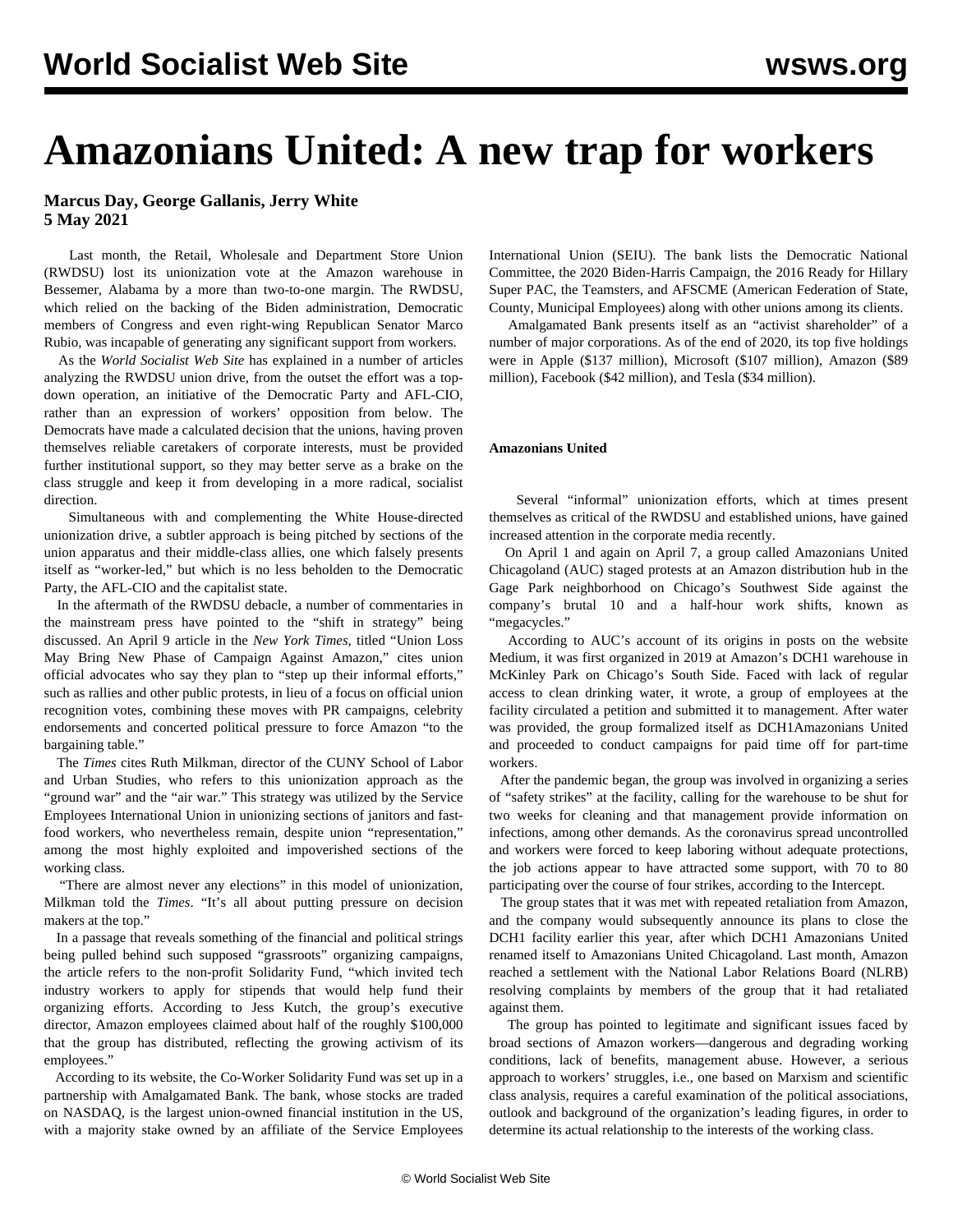# Amazonians United: A new trap for workers

**Marcus Day, George Gallanis, Jerry White**
**5 May 2021**

Last month, the Retail, Wholesale and Department Store Union (RWDSU) lost its unionization vote at the Amazon warehouse in Bessemer, Alabama by a more than two-to-one margin. The RWDSU, which relied on the backing of the Biden administration, Democratic members of Congress and even right-wing Republican Senator Marco Rubio, was incapable of generating any significant support from workers.

As the *World Socialist Web Site* has explained in a number of articles analyzing the RWDSU union drive, from the outset the effort was a top-down operation, an initiative of the Democratic Party and AFL-CIO, rather than an expression of workers' opposition from below. The Democrats have made a calculated decision that the unions, having proven themselves reliable caretakers of corporate interests, must be provided further institutional support, so they may better serve as a brake on the class struggle and keep it from developing in a more radical, socialist direction.

Simultaneous with and complementing the White House-directed unionization drive, a subtler approach is being pitched by sections of the union apparatus and their middle-class allies, one which falsely presents itself as "worker-led," but which is no less beholden to the Democratic Party, the AFL-CIO and the capitalist state.

In the aftermath of the RWDSU debacle, a number of commentaries in the mainstream press have pointed to the "shift in strategy" being discussed. An April 9 article in the *New York Times*, titled "Union Loss May Bring New Phase of Campaign Against Amazon," cites union official advocates who say they plan to "step up their informal efforts," such as rallies and other public protests, in lieu of a focus on official union recognition votes, combining these moves with PR campaigns, celebrity endorsements and concerted political pressure to force Amazon "to the bargaining table."

The *Times* cites Ruth Milkman, director of the CUNY School of Labor and Urban Studies, who refers to this unionization approach as the "ground war" and the "air war." This strategy was utilized by the Service Employees International Union in unionizing sections of janitors and fast-food workers, who nevertheless remain, despite union "representation," among the most highly exploited and impoverished sections of the working class.

"There are almost never any elections" in this model of unionization, Milkman told the *Times*. "It's all about putting pressure on decision makers at the top."

In a passage that reveals something of the financial and political strings being pulled behind such supposed "grassroots" organizing campaigns, the article refers to the non-profit Solidarity Fund, "which invited tech industry workers to apply for stipends that would help fund their organizing efforts. According to Jess Kutch, the group's executive director, Amazon employees claimed about half of the roughly $100,000 that the group has distributed, reflecting the growing activism of its employees."

According to its website, the Co-Worker Solidarity Fund was set up in a partnership with Amalgamated Bank. The bank, whose stocks are traded on NASDAQ, is the largest union-owned financial institution in the US, with a majority stake owned by an affiliate of the Service Employees International Union (SEIU). The bank lists the Democratic National Committee, the 2020 Biden-Harris Campaign, the 2016 Ready for Hillary Super PAC, the Teamsters, and AFSCME (American Federation of State, County, Municipal Employees) along with other unions among its clients.

Amalgamated Bank presents itself as an "activist shareholder" of a number of major corporations. As of the end of 2020, its top five holdings were in Apple ($137 million), Microsoft ($107 million), Amazon ($89 million), Facebook ($42 million), and Tesla ($34 million).

**Amazonians United**

Several "informal" unionization efforts, which at times present themselves as critical of the RWDSU and established unions, have gained increased attention in the corporate media recently.

On April 1 and again on April 7, a group called Amazonians United Chicagoland (AUC) staged protests at an Amazon distribution hub in the Gage Park neighborhood on Chicago's Southwest Side against the company's brutal 10 and a half-hour work shifts, known as "megacycles."

According to AUC's account of its origins in posts on the website Medium, it was first organized in 2019 at Amazon's DCH1 warehouse in McKinley Park on Chicago's South Side. Faced with lack of regular access to clean drinking water, it wrote, a group of employees at the facility circulated a petition and submitted it to management. After water was provided, the group formalized itself as DCH1Amazonians United and proceeded to conduct campaigns for paid time off for part-time workers.

After the pandemic began, the group was involved in organizing a series of "safety strikes" at the facility, calling for the warehouse to be shut for two weeks for cleaning and that management provide information on infections, among other demands. As the coronavirus spread uncontrolled and workers were forced to keep laboring without adequate protections, the job actions appear to have attracted some support, with 70 to 80 participating over the course of four strikes, according to the Intercept.

The group states that it was met with repeated retaliation from Amazon, and the company would subsequently announce its plans to close the DCH1 facility earlier this year, after which DCH1 Amazonians United renamed itself to Amazonians United Chicagoland. Last month, Amazon reached a settlement with the National Labor Relations Board (NLRB) resolving complaints by members of the group that it had retaliated against them.

The group has pointed to legitimate and significant issues faced by broad sections of Amazon workers—dangerous and degrading working conditions, lack of benefits, management abuse. However, a serious approach to workers' struggles, i.e., one based on Marxism and scientific class analysis, requires a careful examination of the political associations, outlook and background of the organization's leading figures, in order to determine its actual relationship to the interests of the working class.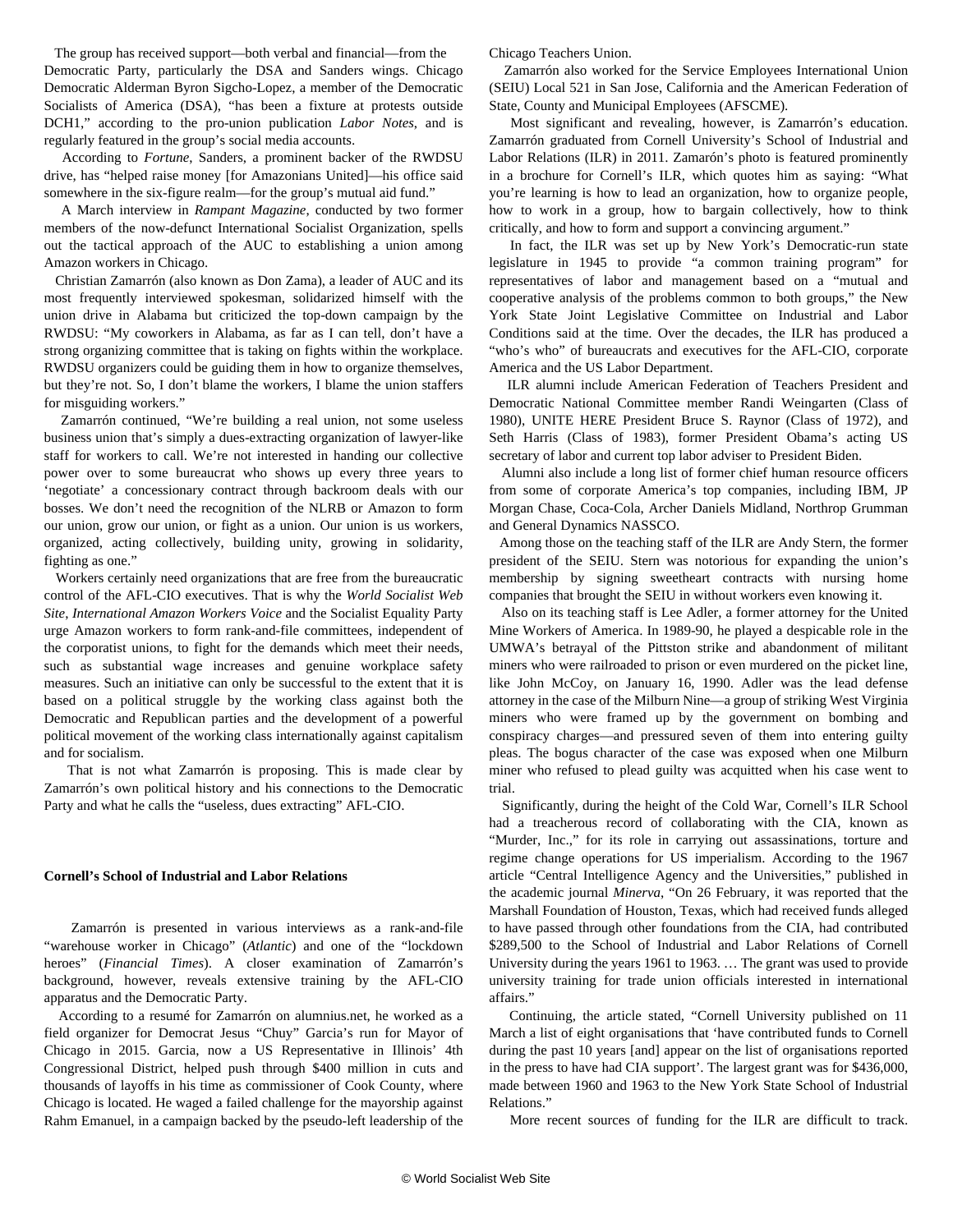The group has received support—both verbal and financial—from the Democratic Party, particularly the DSA and Sanders wings. Chicago Democratic Alderman Byron Sigcho-Lopez, a member of the Democratic Socialists of America (DSA), "has been a fixture at protests outside DCH1," according to the pro-union publication *Labor Notes*, and is regularly featured in the group's social media accounts.

According to *Fortune*, Sanders, a prominent backer of the RWDSU drive, has "helped raise money [for Amazonians United]—his office said somewhere in the six-figure realm—for the group's mutual aid fund."

A March interview in *Rampant Magazine*, conducted by two former members of the now-defunct International Socialist Organization, spells out the tactical approach of the AUC to establishing a union among Amazon workers in Chicago.

Christian Zamarrón (also known as Don Zama), a leader of AUC and its most frequently interviewed spokesman, solidarized himself with the union drive in Alabama but criticized the top-down campaign by the RWDSU: "My coworkers in Alabama, as far as I can tell, don't have a strong organizing committee that is taking on fights within the workplace. RWDSU organizers could be guiding them in how to organize themselves, but they're not. So, I don't blame the workers, I blame the union staffers for misguiding workers."

Zamarrón continued, "We're building a real union, not some useless business union that's simply a dues-extracting organization of lawyer-like staff for workers to call. We're not interested in handing our collective power over to some bureaucrat who shows up every three years to 'negotiate' a concessionary contract through backroom deals with our bosses. We don't need the recognition of the NLRB or Amazon to form our union, grow our union, or fight as a union. Our union is us workers, organized, acting collectively, building unity, growing in solidarity, fighting as one."

Workers certainly need organizations that are free from the bureaucratic control of the AFL-CIO executives. That is why the *World Socialist Web Site*, *International Amazon Workers Voice* and the Socialist Equality Party urge Amazon workers to form rank-and-file committees, independent of the corporatist unions, to fight for the demands which meet their needs, such as substantial wage increases and genuine workplace safety measures. Such an initiative can only be successful to the extent that it is based on a political struggle by the working class against both the Democratic and Republican parties and the development of a powerful political movement of the working class internationally against capitalism and for socialism.

That is not what Zamarrón is proposing. This is made clear by Zamarrón's own political history and his connections to the Democratic Party and what he calls the "useless, dues extracting" AFL-CIO.

**Cornell's School of Industrial and Labor Relations**

Zamarrón is presented in various interviews as a rank-and-file "warehouse worker in Chicago" (*Atlantic*) and one of the "lockdown heroes" (*Financial Times*). A closer examination of Zamarrón's background, however, reveals extensive training by the AFL-CIO apparatus and the Democratic Party.

According to a resumé for Zamarrón on alumnius.net, he worked as a field organizer for Democrat Jesus "Chuy" Garcia's run for Mayor of Chicago in 2015. Garcia, now a US Representative in Illinois' 4th Congressional District, helped push through $400 million in cuts and thousands of layoffs in his time as commissioner of Cook County, where Chicago is located. He waged a failed challenge for the mayorship against Rahm Emanuel, in a campaign backed by the pseudo-left leadership of the Chicago Teachers Union.

Zamarrón also worked for the Service Employees International Union (SEIU) Local 521 in San Jose, California and the American Federation of State, County and Municipal Employees (AFSCME).

Most significant and revealing, however, is Zamarrón's education. Zamarrón graduated from Cornell University's School of Industrial and Labor Relations (ILR) in 2011. Zamarón's photo is featured prominently in a brochure for Cornell's ILR, which quotes him as saying: "What you're learning is how to lead an organization, how to organize people, how to work in a group, how to bargain collectively, how to think critically, and how to form and support a convincing argument."

In fact, the ILR was set up by New York's Democratic-run state legislature in 1945 to provide "a common training program" for representatives of labor and management based on a "mutual and cooperative analysis of the problems common to both groups," the New York State Joint Legislative Committee on Industrial and Labor Conditions said at the time. Over the decades, the ILR has produced a "who's who" of bureaucrats and executives for the AFL-CIO, corporate America and the US Labor Department.

ILR alumni include American Federation of Teachers President and Democratic National Committee member Randi Weingarten (Class of 1980), UNITE HERE President Bruce S. Raynor (Class of 1972), and Seth Harris (Class of 1983), former President Obama's acting US secretary of labor and current top labor adviser to President Biden.

Alumni also include a long list of former chief human resource officers from some of corporate America's top companies, including IBM, JP Morgan Chase, Coca-Cola, Archer Daniels Midland, Northrop Grumman and General Dynamics NASSCO.

Among those on the teaching staff of the ILR are Andy Stern, the former president of the SEIU. Stern was notorious for expanding the union's membership by signing sweetheart contracts with nursing home companies that brought the SEIU in without workers even knowing it.

Also on its teaching staff is Lee Adler, a former attorney for the United Mine Workers of America. In 1989-90, he played a despicable role in the UMWA's betrayal of the Pittston strike and abandonment of militant miners who were railroaded to prison or even murdered on the picket line, like John McCoy, on January 16, 1990. Adler was the lead defense attorney in the case of the Milburn Nine—a group of striking West Virginia miners who were framed up by the government on bombing and conspiracy charges—and pressured seven of them into entering guilty pleas. The bogus character of the case was exposed when one Milburn miner who refused to plead guilty was acquitted when his case went to trial.

Significantly, during the height of the Cold War, Cornell's ILR School had a treacherous record of collaborating with the CIA, known as "Murder, Inc.," for its role in carrying out assassinations, torture and regime change operations for US imperialism. According to the 1967 article "Central Intelligence Agency and the Universities," published in the academic journal *Minerva*, "On 26 February, it was reported that the Marshall Foundation of Houston, Texas, which had received funds alleged to have passed through other foundations from the CIA, had contributed $289,500 to the School of Industrial and Labor Relations of Cornell University during the years 1961 to 1963. … The grant was used to provide university training for trade union officials interested in international affairs."

Continuing, the article stated, "Cornell University published on 11 March a list of eight organisations that 'have contributed funds to Cornell during the past 10 years [and] appear on the list of organisations reported in the press to have had CIA support'. The largest grant was for $436,000, made between 1960 and 1963 to the New York State School of Industrial Relations."

More recent sources of funding for the ILR are difficult to track.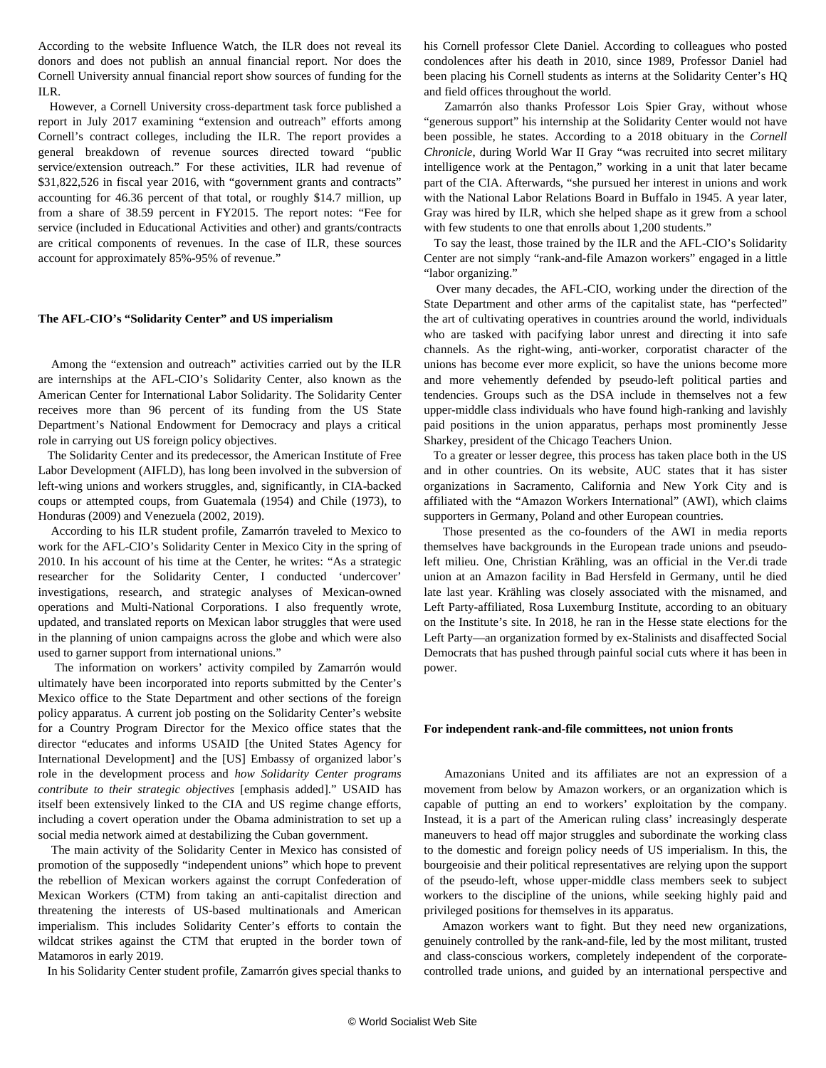According to the website Influence Watch, the ILR does not reveal its donors and does not publish an annual financial report. Nor does the Cornell University annual financial report show sources of funding for the ILR.

However, a Cornell University cross-department task force published a report in July 2017 examining "extension and outreach" efforts among Cornell's contract colleges, including the ILR. The report provides a general breakdown of revenue sources directed toward "public service/extension outreach." For these activities, ILR had revenue of $31,822,526 in fiscal year 2016, with "government grants and contracts" accounting for 46.36 percent of that total, or roughly $14.7 million, up from a share of 38.59 percent in FY2015. The report notes: "Fee for service (included in Educational Activities and other) and grants/contracts are critical components of revenues. In the case of ILR, these sources account for approximately 85%-95% of revenue."

**The AFL-CIO's "Solidarity Center" and US imperialism**

Among the "extension and outreach" activities carried out by the ILR are internships at the AFL-CIO's Solidarity Center, also known as the American Center for International Labor Solidarity. The Solidarity Center receives more than 96 percent of its funding from the US State Department's National Endowment for Democracy and plays a critical role in carrying out US foreign policy objectives.

The Solidarity Center and its predecessor, the American Institute of Free Labor Development (AIFLD), has long been involved in the subversion of left-wing unions and workers struggles, and, significantly, in CIA-backed coups or attempted coups, from Guatemala (1954) and Chile (1973), to Honduras (2009) and Venezuela (2002, 2019).

According to his ILR student profile, Zamarrón traveled to Mexico to work for the AFL-CIO's Solidarity Center in Mexico City in the spring of 2010. In his account of his time at the Center, he writes: "As a strategic researcher for the Solidarity Center, I conducted 'undercover' investigations, research, and strategic analyses of Mexican-owned operations and Multi-National Corporations. I also frequently wrote, updated, and translated reports on Mexican labor struggles that were used in the planning of union campaigns across the globe and which were also used to garner support from international unions."

The information on workers' activity compiled by Zamarrón would ultimately have been incorporated into reports submitted by the Center's Mexico office to the State Department and other sections of the foreign policy apparatus. A current job posting on the Solidarity Center's website for a Country Program Director for the Mexico office states that the director "educates and informs USAID [the United States Agency for International Development] and the [US] Embassy of organized labor's role in the development process and *how Solidarity Center programs contribute to their strategic objectives* [emphasis added]." USAID has itself been extensively linked to the CIA and US regime change efforts, including a covert operation under the Obama administration to set up a social media network aimed at destabilizing the Cuban government.

The main activity of the Solidarity Center in Mexico has consisted of promotion of the supposedly "independent unions" which hope to prevent the rebellion of Mexican workers against the corrupt Confederation of Mexican Workers (CTM) from taking an anti-capitalist direction and threatening the interests of US-based multinationals and American imperialism. This includes Solidarity Center's efforts to contain the wildcat strikes against the CTM that erupted in the border town of Matamoros in early 2019.

In his Solidarity Center student profile, Zamarrón gives special thanks to his Cornell professor Clete Daniel. According to colleagues who posted condolences after his death in 2010, since 1989, Professor Daniel had been placing his Cornell students as interns at the Solidarity Center's HQ and field offices throughout the world.

Zamarrón also thanks Professor Lois Spier Gray, without whose "generous support" his internship at the Solidarity Center would not have been possible, he states. According to a 2018 obituary in the *Cornell Chronicle*, during World War II Gray "was recruited into secret military intelligence work at the Pentagon," working in a unit that later became part of the CIA. Afterwards, "she pursued her interest in unions and work with the National Labor Relations Board in Buffalo in 1945. A year later, Gray was hired by ILR, which she helped shape as it grew from a school with few students to one that enrolls about 1,200 students."

To say the least, those trained by the ILR and the AFL-CIO's Solidarity Center are not simply "rank-and-file Amazon workers" engaged in a little "labor organizing."

Over many decades, the AFL-CIO, working under the direction of the State Department and other arms of the capitalist state, has "perfected" the art of cultivating operatives in countries around the world, individuals who are tasked with pacifying labor unrest and directing it into safe channels. As the right-wing, anti-worker, corporatist character of the unions has become ever more explicit, so have the unions become more and more vehemently defended by pseudo-left political parties and tendencies. Groups such as the DSA include in themselves not a few upper-middle class individuals who have found high-ranking and lavishly paid positions in the union apparatus, perhaps most prominently Jesse Sharkey, president of the Chicago Teachers Union.

To a greater or lesser degree, this process has taken place both in the US and in other countries. On its website, AUC states that it has sister organizations in Sacramento, California and New York City and is affiliated with the "Amazon Workers International" (AWI), which claims supporters in Germany, Poland and other European countries.

Those presented as the co-founders of the AWI in media reports themselves have backgrounds in the European trade unions and pseudo-left milieu. One, Christian Krähling, was an official in the Ver.di trade union at an Amazon facility in Bad Hersfeld in Germany, until he died late last year. Krähling was closely associated with the misnamed, and Left Party-affiliated, Rosa Luxemburg Institute, according to an obituary on the Institute's site. In 2018, he ran in the Hesse state elections for the Left Party—an organization formed by ex-Stalinists and disaffected Social Democrats that has pushed through painful social cuts where it has been in power.

**For independent rank-and-file committees, not union fronts**

Amazonians United and its affiliates are not an expression of a movement from below by Amazon workers, or an organization which is capable of putting an end to workers' exploitation by the company. Instead, it is a part of the American ruling class' increasingly desperate maneuvers to head off major struggles and subordinate the working class to the domestic and foreign policy needs of US imperialism. In this, the bourgeoisie and their political representatives are relying upon the support of the pseudo-left, whose upper-middle class members seek to subject workers to the discipline of the unions, while seeking highly paid and privileged positions for themselves in its apparatus.

Amazon workers want to fight. But they need new organizations, genuinely controlled by the rank-and-file, led by the most militant, trusted and class-conscious workers, completely independent of the corporate-controlled trade unions, and guided by an international perspective and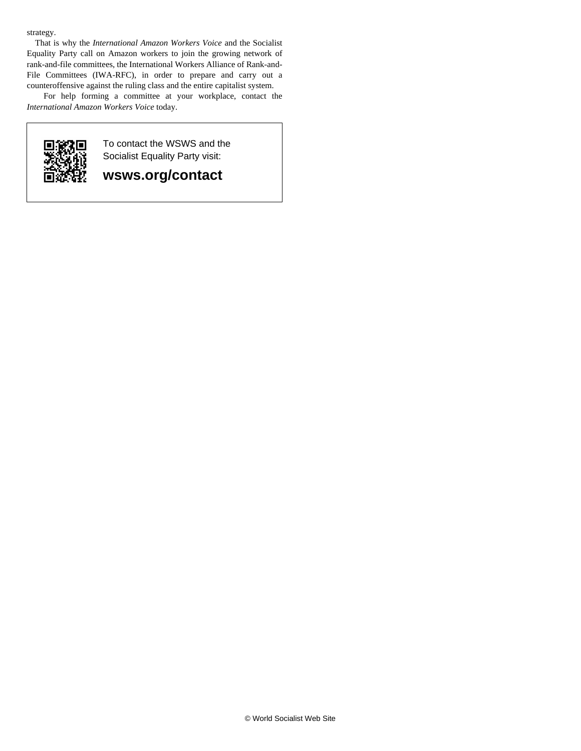strategy.

That is why the *International Amazon Workers Voice* and the Socialist Equality Party call on Amazon workers to join the growing network of rank-and-file committees, the International Workers Alliance of Rank-and-File Committees (IWA-RFC), in order to prepare and carry out a counteroffensive against the ruling class and the entire capitalist system.

For help forming a committee at your workplace, contact the *International Amazon Workers Voice* today.

To contact the WSWS and the Socialist Equality Party visit:

**wsws.org/contact**